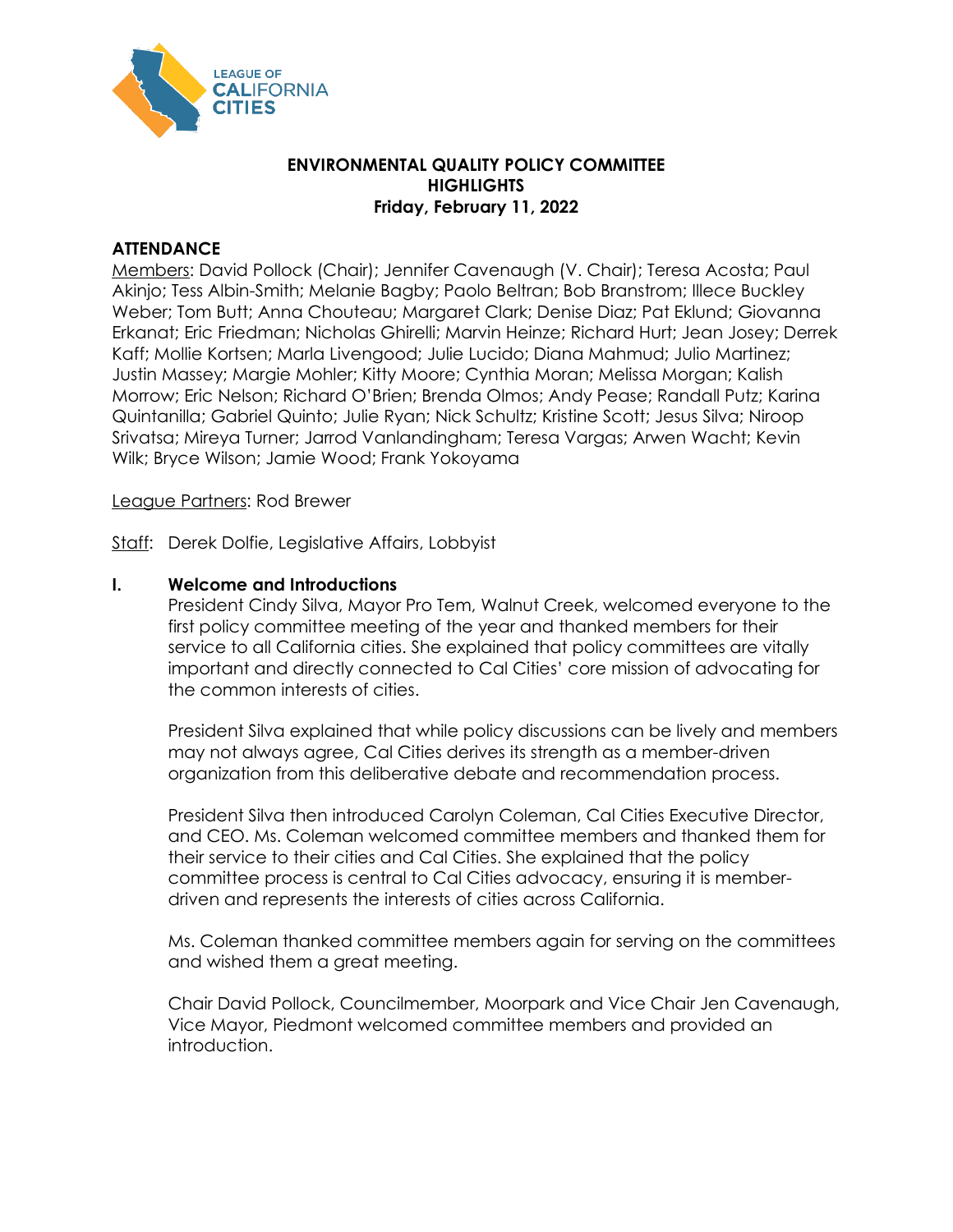LEAGUE OF CALIFORNIA CITIES

# ENVIRONMENTAL QUALITY POLICY COMMITTEE
## HIGHLIGHTS
### Friday, February 11, 2022

## ATTENDANCE

Members: David Pollock (Chair); Jennifer Cavenaugh (V. Chair); Teresa Acosta; Paul Akinjo; Tess Albin-Smith; Melanie Bagby; Paolo Beltran; Bob Branstrom; Illece Buckley Weber; Tom Butt; Anna Chouteau; Margaret Clark; Denise Diaz; Pat Eklund; Giovanna Erkanat; Eric Friedman; Nicholas Ghirelli; Marvin Heinze; Richard Hurt; Jean Josey; Derrek Kaff; Mollie Kortsen; Marla Livengood; Julie Lucido; Diana Mahmud; Julio Martinez; Justin Massey; Margie Mohler; Kitty Moore; Cynthia Moran; Melissa Morgan; Kalish Morrow; Eric Nelson; Richard O'Brien; Brenda Olmos; Andy Pease; Randall Putz; Karina Quintanilla; Gabriel Quinto; Julie Ryan; Nick Schultz; Kristine Scott; Jesus Silva; Niroop Srivatsa; Mireya Turner; Jarrod Vanlandingham; Teresa Vargas; Arwen Wacht; Kevin Wilk; Bryce Wilson; Jamie Wood; Frank Yokoyama

League Partners: Rod Brewer

Staff: Derek Dolfie, Legislative Affairs, Lobbyist

## I. Welcome and Introductions

President Cindy Silva, Mayor Pro Tem, Walnut Creek, welcomed everyone to the first policy committee meeting of the year and thanked members for their service to all California cities. She explained that policy committees are vitally important and directly connected to Cal Cities' core mission of advocating for the common interests of cities.

President Silva explained that while policy discussions can be lively and members may not always agree, Cal Cities derives its strength as a member-driven organization from this deliberative debate and recommendation process.

President Silva then introduced Carolyn Coleman, Cal Cities Executive Director, and CEO. Ms. Coleman welcomed committee members and thanked them for their service to their cities and Cal Cities. She explained that the policy committee process is central to Cal Cities advocacy, ensuring it is member-driven and represents the interests of cities across California.

Ms. Coleman thanked committee members again for serving on the committees and wished them a great meeting.

Chair David Pollock, Councilmember, Moorpark and Vice Chair Jen Cavenaugh, Vice Mayor, Piedmont welcomed committee members and provided an introduction.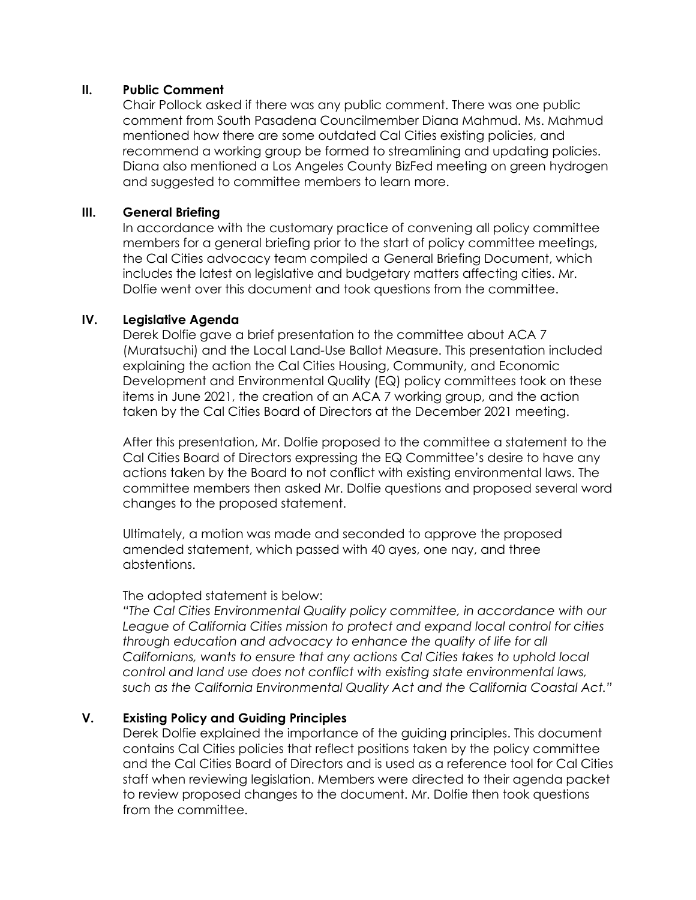## II. Public Comment

Chair Pollock asked if there was any public comment. There was one public comment from South Pasadena Councilmember Diana Mahmud. Ms. Mahmud mentioned how there are some outdated Cal Cities existing policies, and recommend a working group be formed to streamlining and updating policies. Diana also mentioned a Los Angeles County BizFed meeting on green hydrogen and suggested to committee members to learn more.

## III. General Briefing

In accordance with the customary practice of convening all policy committee members for a general briefing prior to the start of policy committee meetings, the Cal Cities advocacy team compiled a General Briefing Document, which includes the latest on legislative and budgetary matters affecting cities. Mr. Dolfie went over this document and took questions from the committee.

## IV. Legislative Agenda

Derek Dolfie gave a brief presentation to the committee about ACA 7 (Muratsuchi) and the Local Land-Use Ballot Measure. This presentation included explaining the action the Cal Cities Housing, Community, and Economic Development and Environmental Quality (EQ) policy committees took on these items in June 2021, the creation of an ACA 7 working group, and the action taken by the Cal Cities Board of Directors at the December 2021 meeting.

After this presentation, Mr. Dolfie proposed to the committee a statement to the Cal Cities Board of Directors expressing the EQ Committee's desire to have any actions taken by the Board to not conflict with existing environmental laws. The committee members then asked Mr. Dolfie questions and proposed several word changes to the proposed statement.

Ultimately, a motion was made and seconded to approve the proposed amended statement, which passed with 40 ayes, one nay, and three abstentions.

The adopted statement is below:

*"The Cal Cities Environmental Quality policy committee, in accordance with our League of California Cities mission to protect and expand local control for cities through education and advocacy to enhance the quality of life for all Californians, wants to ensure that any actions Cal Cities takes to uphold local control and land use does not conflict with existing state environmental laws, such as the California Environmental Quality Act and the California Coastal Act."*

## V. Existing Policy and Guiding Principles

Derek Dolfie explained the importance of the guiding principles. This document contains Cal Cities policies that reflect positions taken by the policy committee and the Cal Cities Board of Directors and is used as a reference tool for Cal Cities staff when reviewing legislation. Members were directed to their agenda packet to review proposed changes to the document. Mr. Dolfie then took questions from the committee.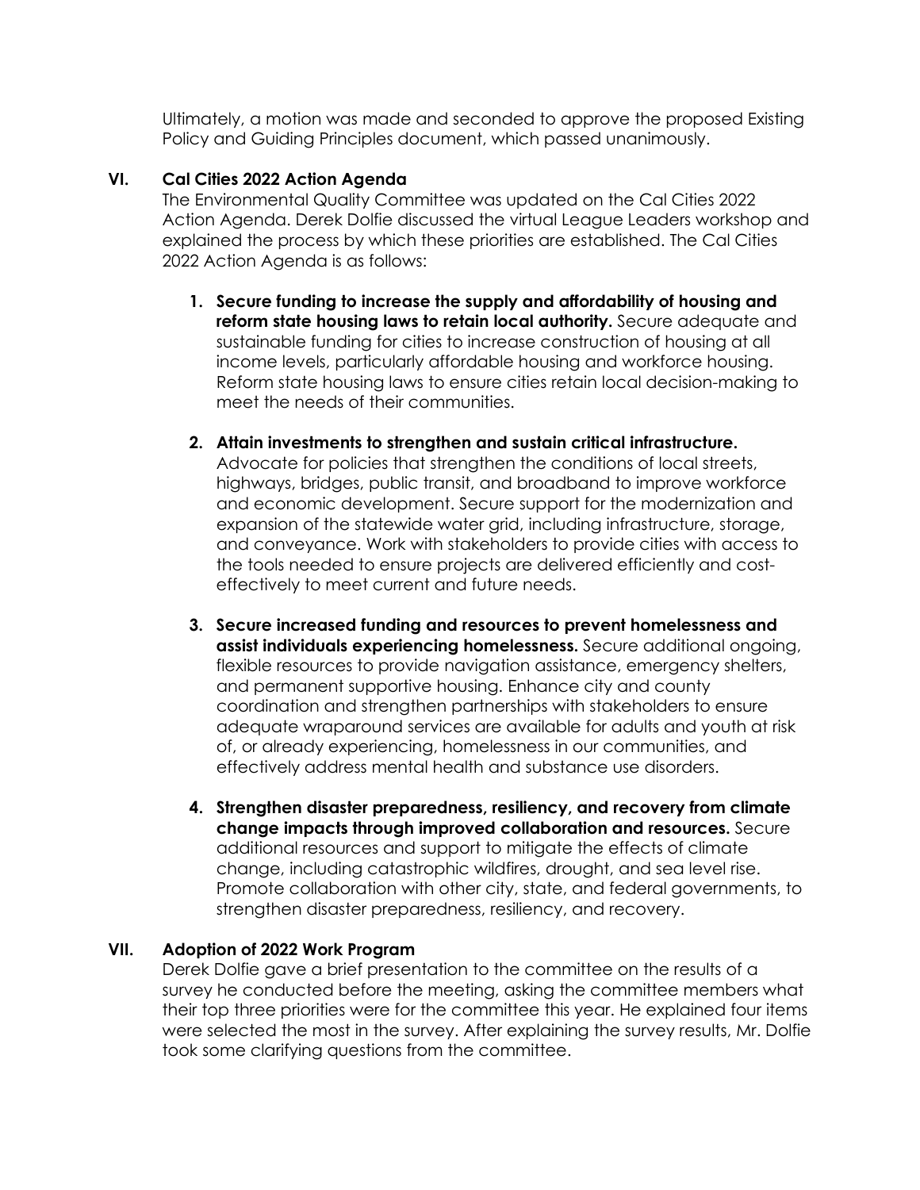Ultimately, a motion was made and seconded to approve the proposed Existing Policy and Guiding Principles document, which passed unanimously.

## VI. Cal Cities 2022 Action Agenda

The Environmental Quality Committee was updated on the Cal Cities 2022 Action Agenda. Derek Dolfie discussed the virtual League Leaders workshop and explained the process by which these priorities are established. The Cal Cities 2022 Action Agenda is as follows:

1. **Secure funding to increase the supply and affordability of housing and reform state housing laws to retain local authority.** Secure adequate and sustainable funding for cities to increase construction of housing at all income levels, particularly affordable housing and workforce housing. Reform state housing laws to ensure cities retain local decision-making to meet the needs of their communities.

2. **Attain investments to strengthen and sustain critical infrastructure.** Advocate for policies that strengthen the conditions of local streets, highways, bridges, public transit, and broadband to improve workforce and economic development. Secure support for the modernization and expansion of the statewide water grid, including infrastructure, storage, and conveyance. Work with stakeholders to provide cities with access to the tools needed to ensure projects are delivered efficiently and cost-effectively to meet current and future needs.

3. **Secure increased funding and resources to prevent homelessness and assist individuals experiencing homelessness.** Secure additional ongoing, flexible resources to provide navigation assistance, emergency shelters, and permanent supportive housing. Enhance city and county coordination and strengthen partnerships with stakeholders to ensure adequate wraparound services are available for adults and youth at risk of, or already experiencing, homelessness in our communities, and effectively address mental health and substance use disorders.

4. **Strengthen disaster preparedness, resiliency, and recovery from climate change impacts through improved collaboration and resources.** Secure additional resources and support to mitigate the effects of climate change, including catastrophic wildfires, drought, and sea level rise. Promote collaboration with other city, state, and federal governments, to strengthen disaster preparedness, resiliency, and recovery.

## VII. Adoption of 2022 Work Program

Derek Dolfie gave a brief presentation to the committee on the results of a survey he conducted before the meeting, asking the committee members what their top three priorities were for the committee this year. He explained four items were selected the most in the survey. After explaining the survey results, Mr. Dolfie took some clarifying questions from the committee.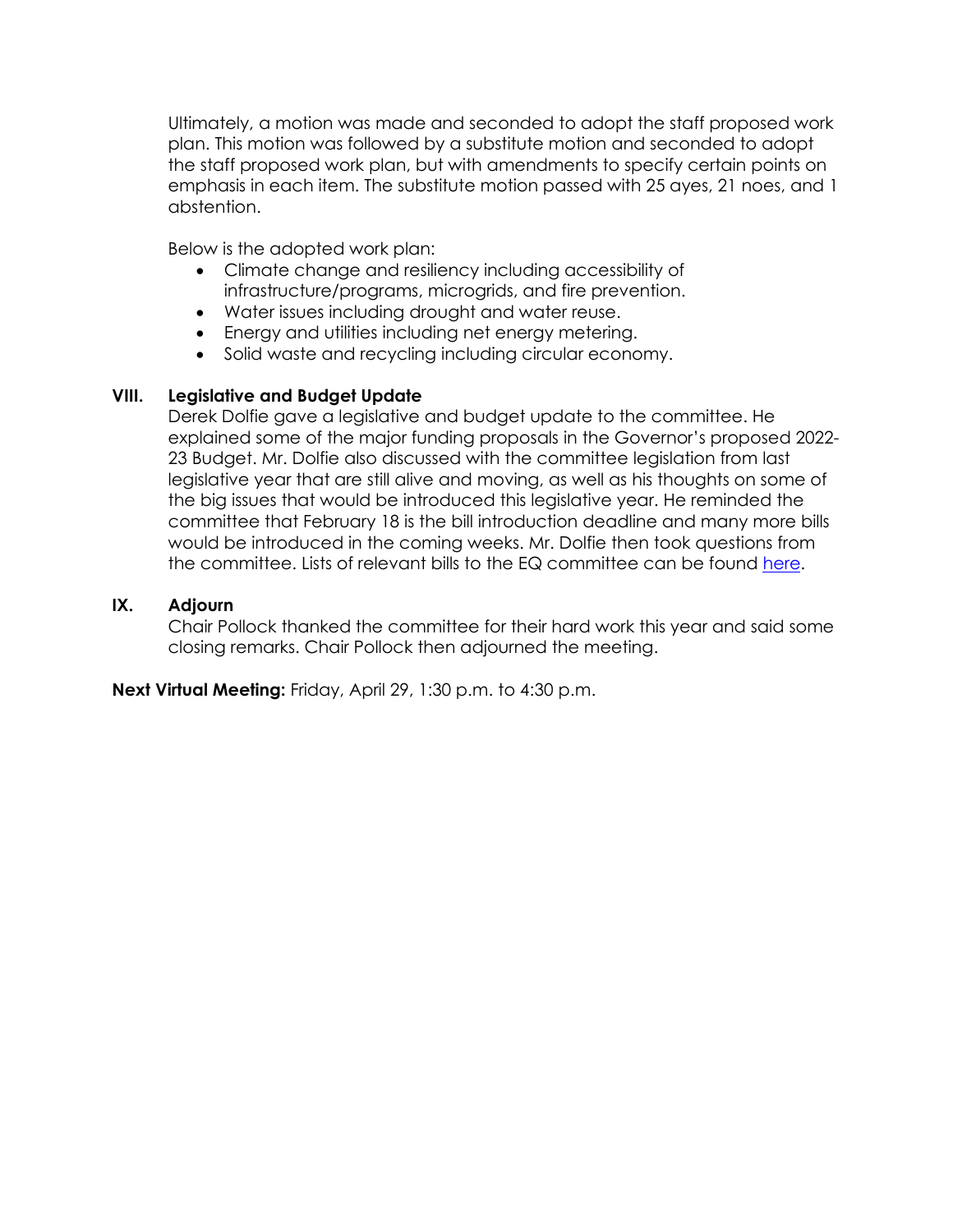Ultimately, a motion was made and seconded to adopt the staff proposed work plan. This motion was followed by a substitute motion and seconded to adopt the staff proposed work plan, but with amendments to specify certain points on emphasis in each item. The substitute motion passed with 25 ayes, 21 noes, and 1 abstention.

Below is the adopted work plan:

- Climate change and resiliency including accessibility of infrastructure/programs, microgrids, and fire prevention.
- Water issues including drought and water reuse.
- Energy and utilities including net energy metering.
- Solid waste and recycling including circular economy.

## VIII. Legislative and Budget Update

Derek Dolfie gave a legislative and budget update to the committee. He explained some of the major funding proposals in the Governor's proposed 2022-23 Budget. Mr. Dolfie also discussed with the committee legislation from last legislative year that are still alive and moving, as well as his thoughts on some of the big issues that would be introduced this legislative year. He reminded the committee that February 18 is the bill introduction deadline and many more bills would be introduced in the coming weeks. Mr. Dolfie then took questions from the committee. Lists of relevant bills to the EQ committee can be found here.

## IX. Adjourn

Chair Pollock thanked the committee for their hard work this year and said some closing remarks. Chair Pollock then adjourned the meeting.

**Next Virtual Meeting:** Friday, April 29, 1:30 p.m. to 4:30 p.m.